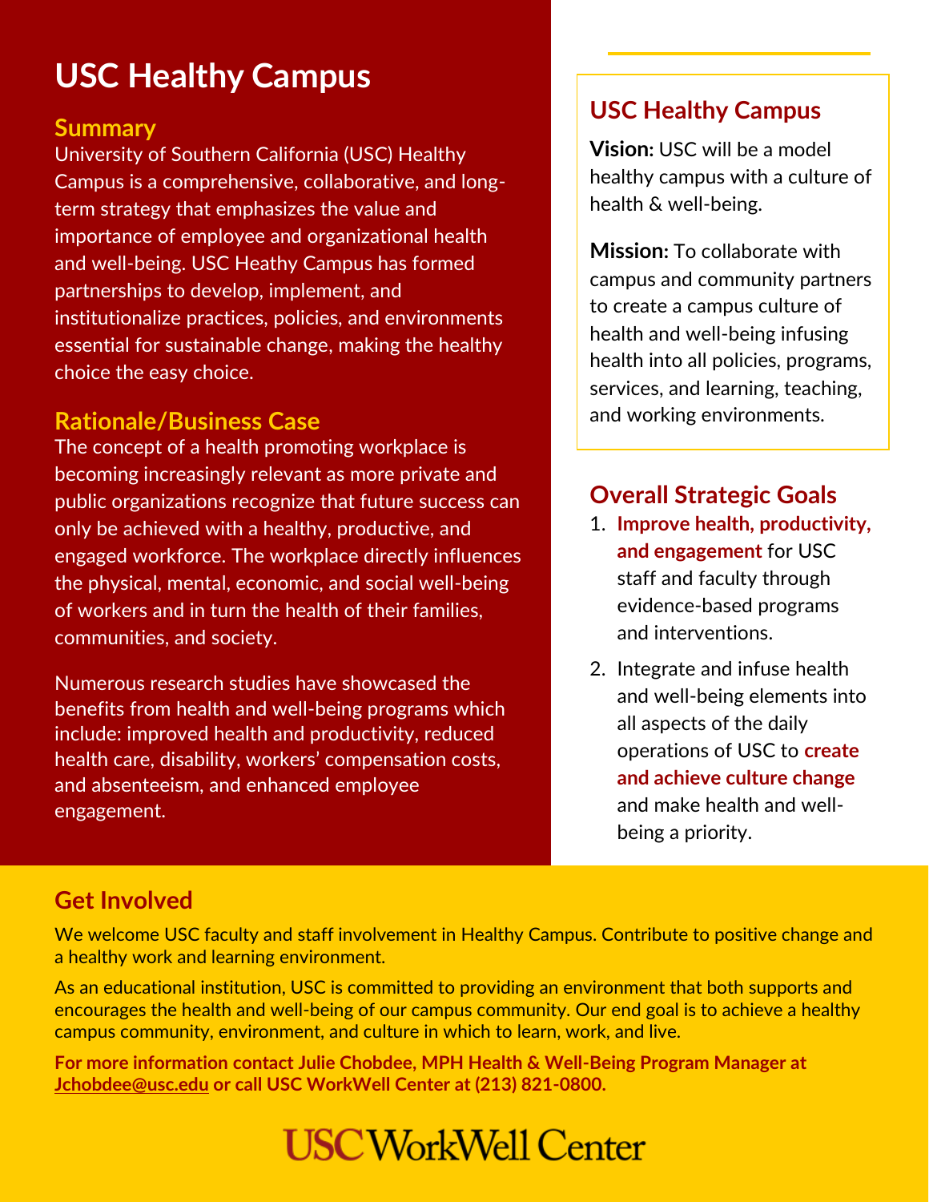# USC Healthy Campus

## Summary

University of Southern California (USC) Healthy Campus is a comprehensive, collaborative, and long-term strategy that emphasizes the value and importance of employee and organizational health and well-being. USC Heathy Campus has formed partnerships to develop, implement, and institutionalize practices, policies, and environments essential for sustainable change, making the healthy choice the easy choice.

## Rationale/Business Case

The concept of a health promoting workplace is becoming increasingly relevant as more private and public organizations recognize that future success can only be achieved with a healthy, productive, and engaged workforce. The workplace directly influences the physical, mental, economic, and social well-being of workers and in turn the health of their families, communities, and society.

Numerous research studies have showcased the benefits from health and well-being programs which include: improved health and productivity, reduced health care, disability, workers' compensation costs, and absenteeism, and enhanced employee engagement.

## USC Healthy Campus

**Vision:** USC will be a model healthy campus with a culture of health & well-being.

**Mission:** To collaborate with campus and community partners to create a campus culture of health and well-being infusing health into all policies, programs, services, and learning, teaching, and working environments.

## Overall Strategic Goals

1. **Improve health, productivity, and engagement** for USC staff and faculty through evidence-based programs and interventions.
2. Integrate and infuse health and well-being elements into all aspects of the daily operations of USC to **create and achieve culture change** and make health and well-being a priority.

## Get Involved

We welcome USC faculty and staff involvement in Healthy Campus. Contribute to positive change and a healthy work and learning environment.

As an educational institution, USC is committed to providing an environment that both supports and encourages the health and well-being of our campus community. Our end goal is to achieve a healthy campus community, environment, and culture in which to learn, work, and live.

**For more information contact Julie Chobdee, MPH Health & Well-Being Program Manager at Jchobdee@usc.edu or call USC WorkWell Center at (213) 821-0800.**

USC WorkWell Center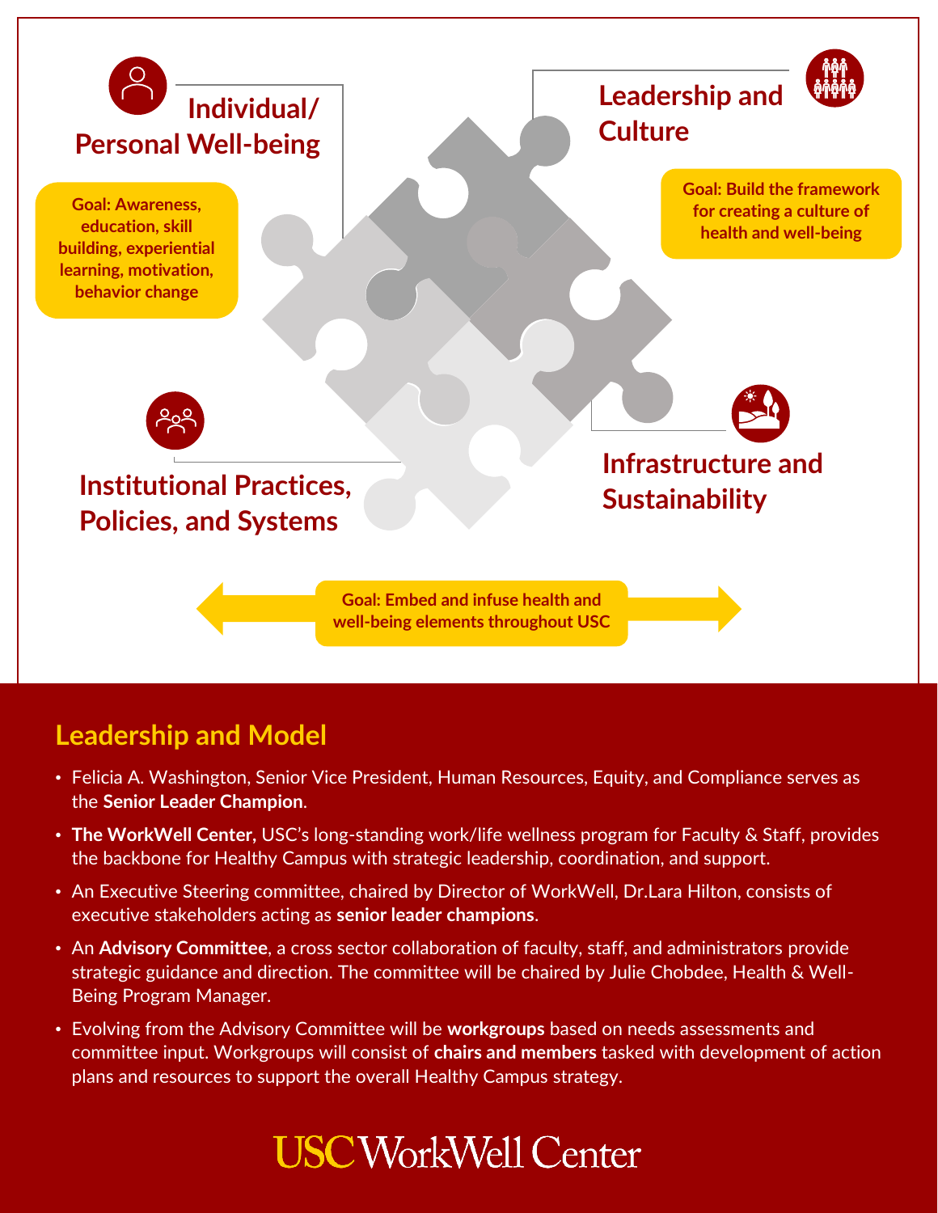### Individual/ Personal Well-being

**Goal: Awareness, education, skill building, experiential learning, motivation, behavior change**

### Leadership and Culture

**Goal: Build the framework for creating a culture of health and well-being**

### Institutional Practices, Policies, and Systems

### Infrastructure and Sustainability

**Goal: Embed and infuse health and well-being elements throughout USC**

## Leadership and Model

- Felicia A. Washington, Senior Vice President, Human Resources, Equity, and Compliance serves as the **Senior Leader Champion**.
- **The WorkWell Center,** USC's long-standing work/life wellness program for Faculty & Staff, provides the backbone for Healthy Campus with strategic leadership, coordination, and support.
- An Executive Steering committee, chaired by Director of WorkWell, Dr.Lara Hilton, consists of executive stakeholders acting as **senior leader champions**.
- An **Advisory Committee**, a cross sector collaboration of faculty, staff, and administrators provide strategic guidance and direction. The committee will be chaired by Julie Chobdee, Health & Well-Being Program Manager.
- Evolving from the Advisory Committee will be **workgroups** based on needs assessments and committee input. Workgroups will consist of **chairs and members** tasked with development of action plans and resources to support the overall Healthy Campus strategy.

USC WorkWell Center